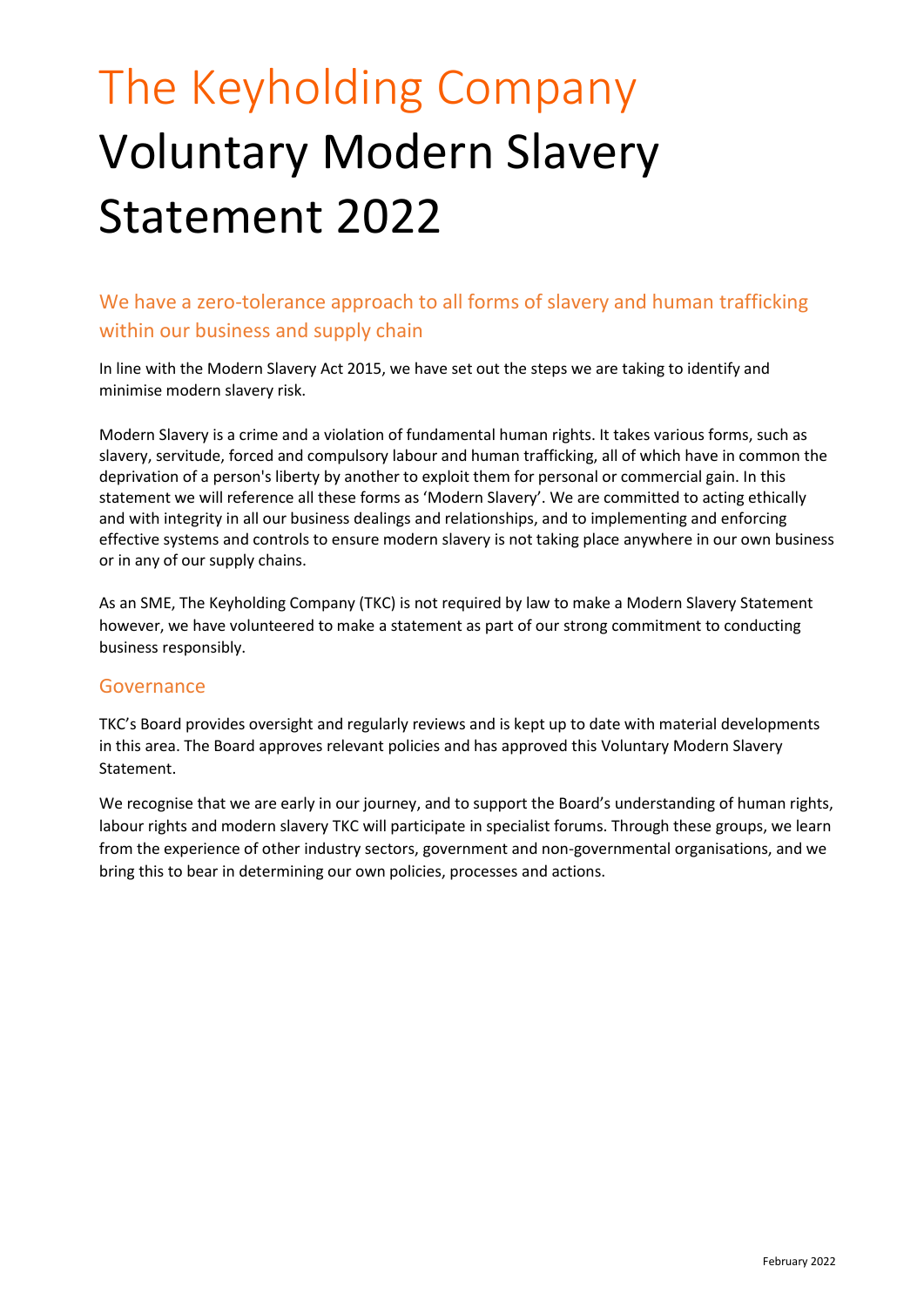# The Keyholding Company
# Voluntary Modern Slavery Statement 2022

## We have a zero-tolerance approach to all forms of slavery and human trafficking within our business and supply chain

In line with the Modern Slavery Act 2015, we have set out the steps we are taking to identify and minimise modern slavery risk.

Modern Slavery is a crime and a violation of fundamental human rights. It takes various forms, such as slavery, servitude, forced and compulsory labour and human trafficking, all of which have in common the deprivation of a person's liberty by another to exploit them for personal or commercial gain. In this statement we will reference all these forms as 'Modern Slavery'. We are committed to acting ethically and with integrity in all our business dealings and relationships, and to implementing and enforcing effective systems and controls to ensure modern slavery is not taking place anywhere in our own business or in any of our supply chains.

As an SME, The Keyholding Company (TKC) is not required by law to make a Modern Slavery Statement however, we have volunteered to make a statement as part of our strong commitment to conducting business responsibly.

## Governance

TKC's Board provides oversight and regularly reviews and is kept up to date with material developments in this area. The Board approves relevant policies and has approved this Voluntary Modern Slavery Statement.

We recognise that we are early in our journey, and to support the Board's understanding of human rights, labour rights and modern slavery TKC will participate in specialist forums. Through these groups, we learn from the experience of other industry sectors, government and non-governmental organisations, and we bring this to bear in determining our own policies, processes and actions.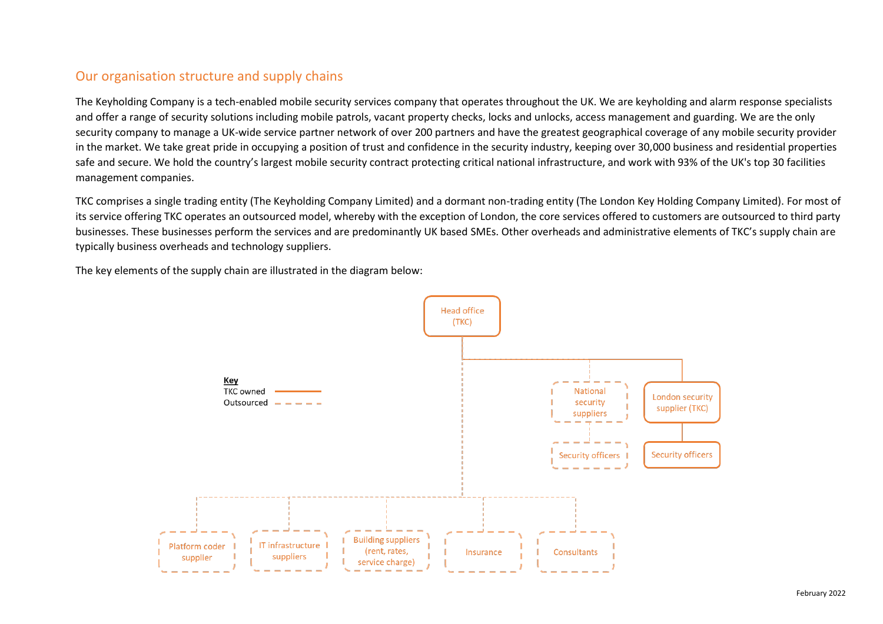## Our organisation structure and supply chains

The Keyholding Company is a tech-enabled mobile security services company that operates throughout the UK. We are keyholding and alarm response specialists and offer a range of security solutions including mobile patrols, vacant property checks, locks and unlocks, access management and guarding. We are the only security company to manage a UK-wide service partner network of over 200 partners and have the greatest geographical coverage of any mobile security provider in the market. We take great pride in occupying a position of trust and confidence in the security industry, keeping over 30,000 business and residential properties safe and secure. We hold the country's largest mobile security contract protecting critical national infrastructure, and work with 93% of the UK's top 30 facilities management companies.

TKC comprises a single trading entity (The Keyholding Company Limited) and a dormant non-trading entity (The London Key Holding Company Limited). For most of its service offering TKC operates an outsourced model, whereby with the exception of London, the core services offered to customers are outsourced to third party businesses. These businesses perform the services and are predominantly UK based SMEs. Other overheads and administrative elements of TKC's supply chain are typically business overheads and technology suppliers.

The key elements of the supply chain are illustrated in the diagram below:

**Key**
- TKC owned: solid line
- Outsourced: dashed line

- Head office (TKC)
  - National security suppliers (outsourced)
    - Security officers (outsourced)
  - London security supplier (TKC) (TKC owned)
    - Security officers (TKC owned)
  - Platform coder supplier (outsourced)
  - IT infrastructure suppliers (outsourced)
  - Building suppliers (rent, rates, service charge) (outsourced)
  - Insurance (outsourced)
  - Consultants (outsourced)

February 2022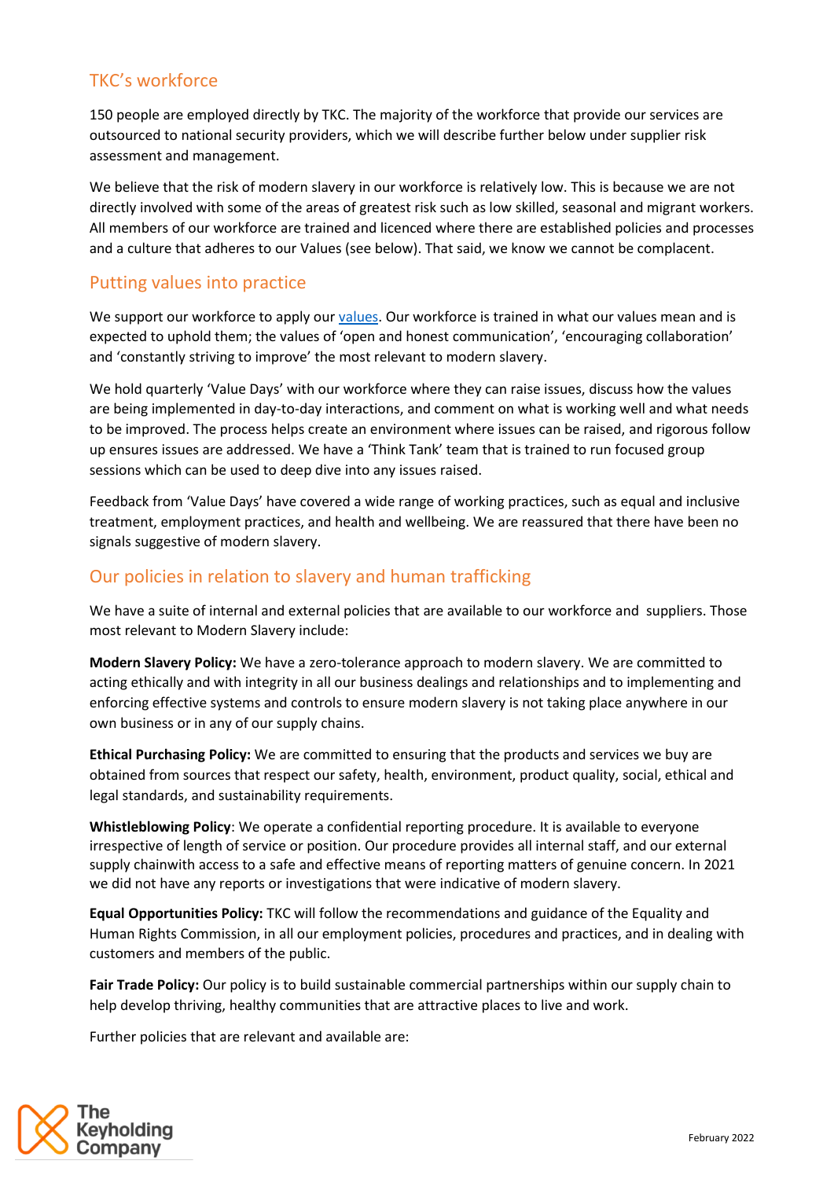## TKC's workforce

150 people are employed directly by TKC. The majority of the workforce that provide our services are outsourced to national security providers, which we will describe further below under supplier risk assessment and management.

We believe that the risk of modern slavery in our workforce is relatively low. This is because we are not directly involved with some of the areas of greatest risk such as low skilled, seasonal and migrant workers. All members of our workforce are trained and licenced where there are established policies and processes and a culture that adheres to our Values (see below). That said, we know we cannot be complacent.

## Putting values into practice

We support our workforce to apply our values. Our workforce is trained in what our values mean and is expected to uphold them; the values of 'open and honest communication', 'encouraging collaboration' and 'constantly striving to improve' the most relevant to modern slavery.

We hold quarterly 'Value Days' with our workforce where they can raise issues, discuss how the values are being implemented in day-to-day interactions, and comment on what is working well and what needs to be improved. The process helps create an environment where issues can be raised, and rigorous follow up ensures issues are addressed. We have a 'Think Tank' team that is trained to run focused group sessions which can be used to deep dive into any issues raised.

Feedback from 'Value Days' have covered a wide range of working practices, such as equal and inclusive treatment, employment practices, and health and wellbeing. We are reassured that there have been no signals suggestive of modern slavery.

## Our policies in relation to slavery and human trafficking

We have a suite of internal and external policies that are available to our workforce and suppliers. Those most relevant to Modern Slavery include:

**Modern Slavery Policy:** We have a zero-tolerance approach to modern slavery. We are committed to acting ethically and with integrity in all our business dealings and relationships and to implementing and enforcing effective systems and controls to ensure modern slavery is not taking place anywhere in our own business or in any of our supply chains.

**Ethical Purchasing Policy:** We are committed to ensuring that the products and services we buy are obtained from sources that respect our safety, health, environment, product quality, social, ethical and legal standards, and sustainability requirements.

**Whistleblowing Policy**: We operate a confidential reporting procedure. It is available to everyone irrespective of length of service or position. Our procedure provides all internal staff, and our external supply chainwith access to a safe and effective means of reporting matters of genuine concern. In 2021 we did not have any reports or investigations that were indicative of modern slavery.

**Equal Opportunities Policy:** TKC will follow the recommendations and guidance of the Equality and Human Rights Commission, in all our employment policies, procedures and practices, and in dealing with customers and members of the public.

**Fair Trade Policy:** Our policy is to build sustainable commercial partnerships within our supply chain to help develop thriving, healthy communities that are attractive places to live and work.

Further policies that are relevant and available are: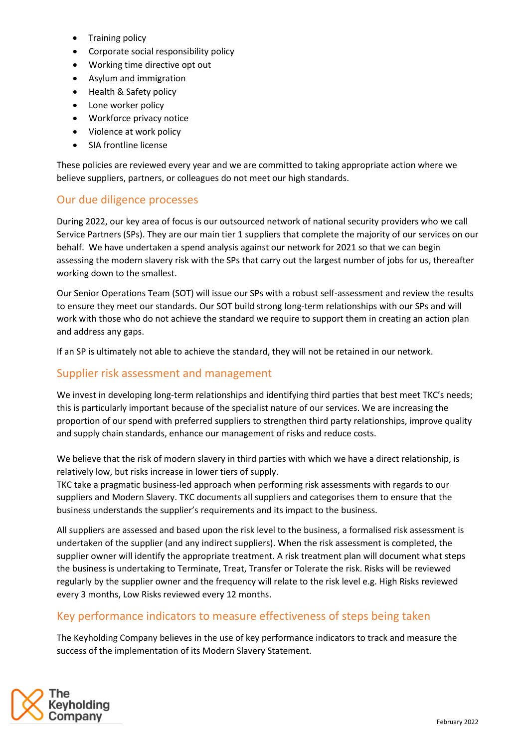- Training policy
- Corporate social responsibility policy
- Working time directive opt out
- Asylum and immigration
- Health & Safety policy
- Lone worker policy
- Workforce privacy notice
- Violence at work policy
- SIA frontline license

These policies are reviewed every year and we are committed to taking appropriate action where we believe suppliers, partners, or colleagues do not meet our high standards.

## Our due diligence processes

During 2022, our key area of focus is our outsourced network of national security providers who we call Service Partners (SPs). They are our main tier 1 suppliers that complete the majority of our services on our behalf. We have undertaken a spend analysis against our network for 2021 so that we can begin assessing the modern slavery risk with the SPs that carry out the largest number of jobs for us, thereafter working down to the smallest.

Our Senior Operations Team (SOT) will issue our SPs with a robust self-assessment and review the results to ensure they meet our standards. Our SOT build strong long-term relationships with our SPs and will work with those who do not achieve the standard we require to support them in creating an action plan and address any gaps.

If an SP is ultimately not able to achieve the standard, they will not be retained in our network.

## Supplier risk assessment and management

We invest in developing long-term relationships and identifying third parties that best meet TKC's needs; this is particularly important because of the specialist nature of our services. We are increasing the proportion of our spend with preferred suppliers to strengthen third party relationships, improve quality and supply chain standards, enhance our management of risks and reduce costs.

We believe that the risk of modern slavery in third parties with which we have a direct relationship, is relatively low, but risks increase in lower tiers of supply.
TKC take a pragmatic business-led approach when performing risk assessments with regards to our suppliers and Modern Slavery. TKC documents all suppliers and categorises them to ensure that the business understands the supplier's requirements and its impact to the business.

All suppliers are assessed and based upon the risk level to the business, a formalised risk assessment is undertaken of the supplier (and any indirect suppliers). When the risk assessment is completed, the supplier owner will identify the appropriate treatment. A risk treatment plan will document what steps the business is undertaking to Terminate, Treat, Transfer or Tolerate the risk. Risks will be reviewed regularly by the supplier owner and the frequency will relate to the risk level e.g. High Risks reviewed every 3 months, Low Risks reviewed every 12 months.

## Key performance indicators to measure effectiveness of steps being taken

The Keyholding Company believes in the use of key performance indicators to track and measure the success of the implementation of its Modern Slavery Statement.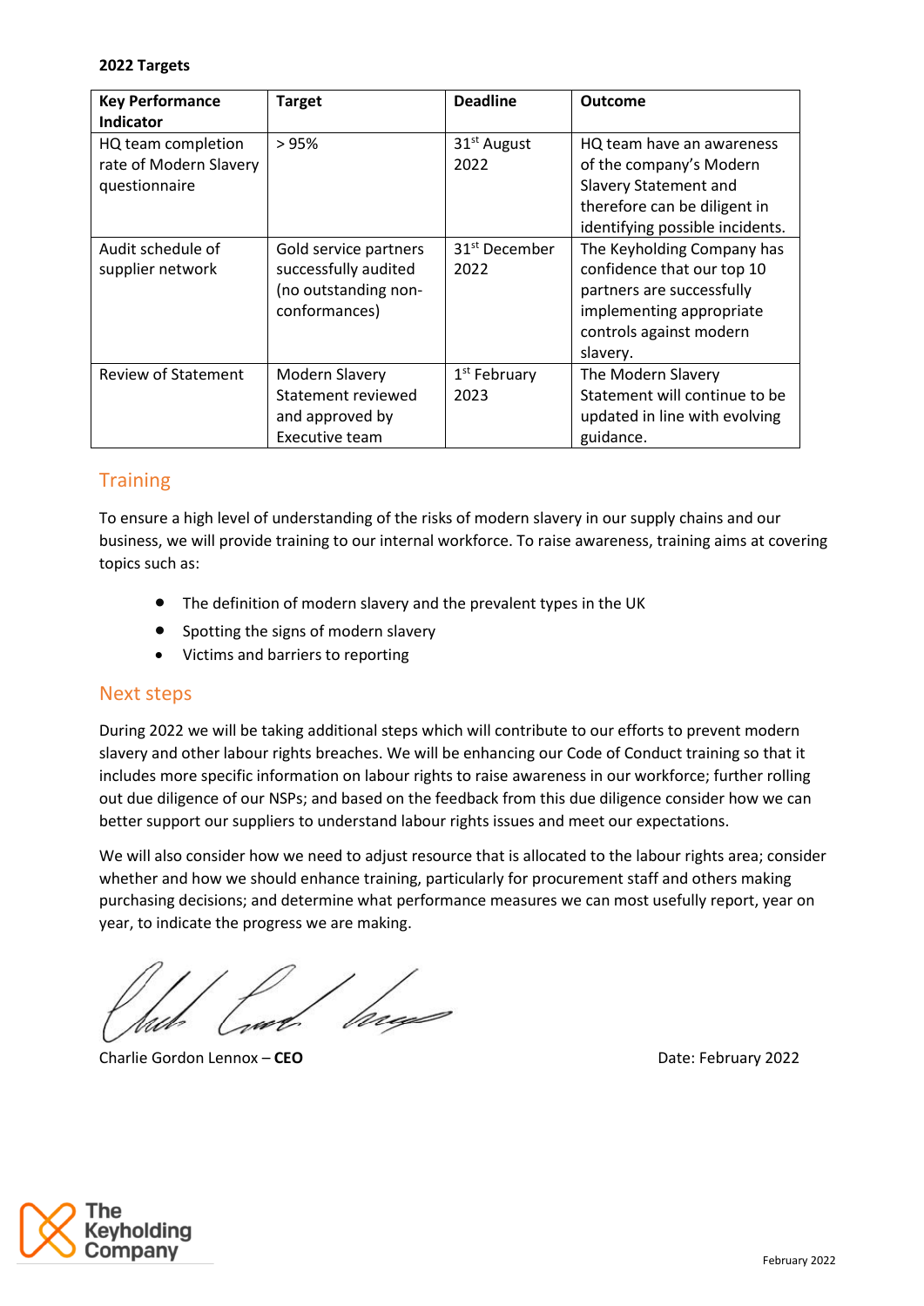**2022 Targets**

| Key Performance Indicator | Target | Deadline | Outcome |
|---|---|---|---|
| HQ team completion rate of Modern Slavery questionnaire | > 95% | 31st August 2022 | HQ team have an awareness of the company's Modern Slavery Statement and therefore can be diligent in identifying possible incidents. |
| Audit schedule of supplier network | Gold service partners successfully audited (no outstanding non-conformances) | 31st December 2022 | The Keyholding Company has confidence that our top 10 partners are successfully implementing appropriate controls against modern slavery. |
| Review of Statement | Modern Slavery Statement reviewed and approved by Executive team | 1st February 2023 | The Modern Slavery Statement will continue to be updated in line with evolving guidance. |

## Training

To ensure a high level of understanding of the risks of modern slavery in our supply chains and our business, we will provide training to our internal workforce. To raise awareness, training aims at covering topics such as:

- The definition of modern slavery and the prevalent types in the UK
- Spotting the signs of modern slavery
- Victims and barriers to reporting

## Next steps

During 2022 we will be taking additional steps which will contribute to our efforts to prevent modern slavery and other labour rights breaches. We will be enhancing our Code of Conduct training so that it includes more specific information on labour rights to raise awareness in our workforce; further rolling out due diligence of our NSPs; and based on the feedback from this due diligence consider how we can better support our suppliers to understand labour rights issues and meet our expectations.

We will also consider how we need to adjust resource that is allocated to the labour rights area; consider whether and how we should enhance training, particularly for procurement staff and others making purchasing decisions; and determine what performance measures we can most usefully report, year on year, to indicate the progress we are making.

Charlie Gordon Lennox – **CEO**

Date: February 2022